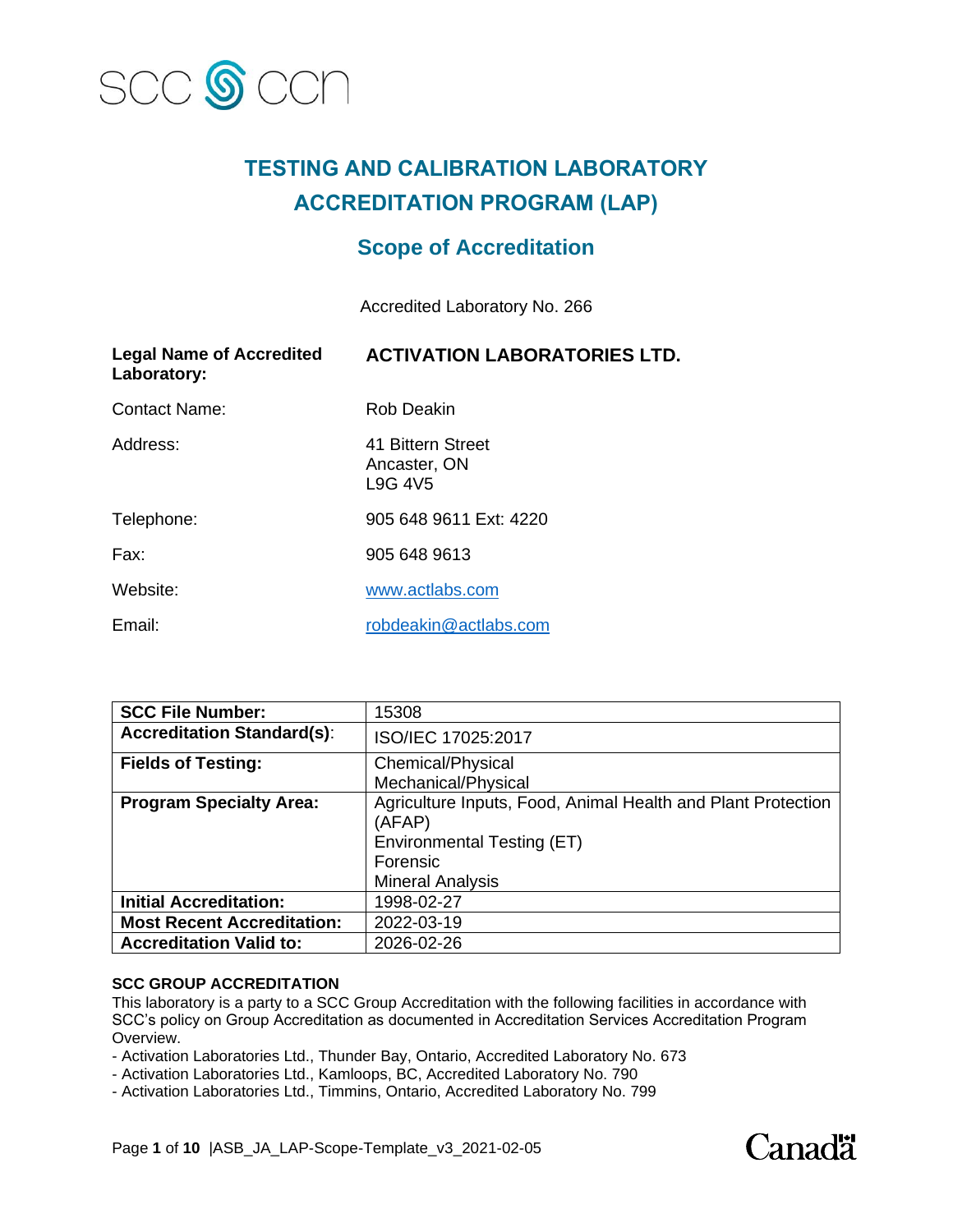# TESTING AND CALIBRATION LABORATORY ACCREDITATION PROGRAM (LAP)

## Scope of Accreditation

Accredited Laboratory No. 266

**Legal Name of Accredited Laboratory:** **ACTIVATION LABORATORIES LTD.**

Contact Name: Rob Deakin

Address: 41 Bittern Street
Ancaster, ON
L9G 4V5

Telephone: 905 648 9611 Ext: 4220

Fax: 905 648 9613

Website: www.actlabs.com

Email: robdeakin@actlabs.com

| | |
|---|---|
| **SCC File Number:** | 15308 |
| **Accreditation Standard(s)**: | ISO/IEC 17025:2017 |
| **Fields of Testing:** | Chemical/Physical<br>Mechanical/Physical |
| **Program Specialty Area:** | Agriculture Inputs, Food, Animal Health and Plant Protection (AFAP)<br>Environmental Testing (ET)<br>Forensic<br>Mineral Analysis |
| **Initial Accreditation:** | 1998-02-27 |
| **Most Recent Accreditation:** | 2022-03-19 |
| **Accreditation Valid to:** | 2026-02-26 |

**SCC GROUP ACCREDITATION**

This laboratory is a party to a SCC Group Accreditation with the following facilities in accordance with SCC's policy on Group Accreditation as documented in Accreditation Services Accreditation Program Overview.

- Activation Laboratories Ltd., Thunder Bay, Ontario, Accredited Laboratory No. 673
- Activation Laboratories Ltd., Kamloops, BC, Accredited Laboratory No. 790
- Activation Laboratories Ltd., Timmins, Ontario, Accredited Laboratory No. 799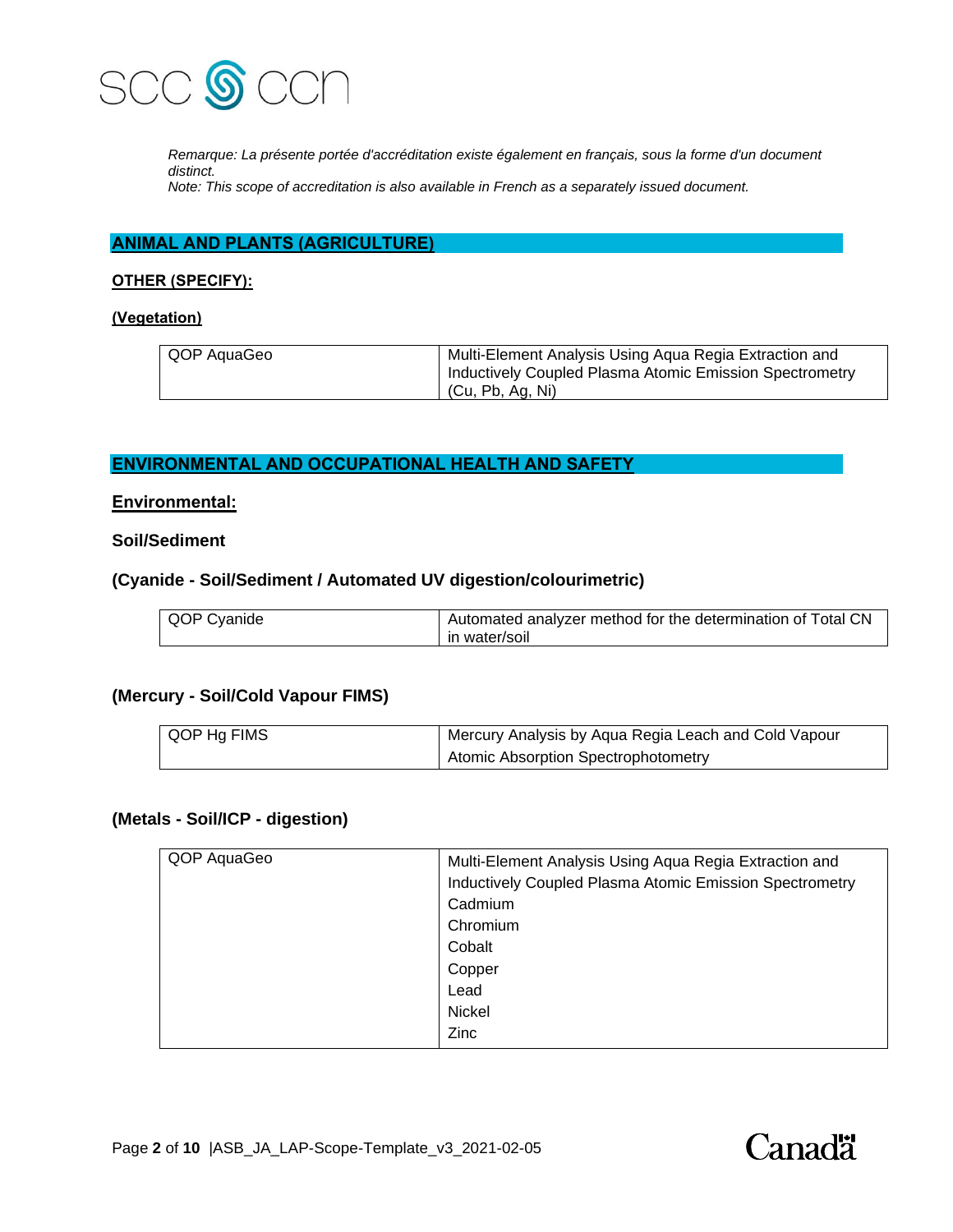*Remarque: La présente portée d'accréditation existe également en français, sous la forme d'un document distinct.*
*Note: This scope of accreditation is also available in French as a separately issued document.*

## ANIMAL AND PLANTS (AGRICULTURE)

### OTHER (SPECIFY):

**(Vegetation)**

| | |
|---|---|
| QOP AquaGeo | Multi-Element Analysis Using Aqua Regia Extraction and Inductively Coupled Plasma Atomic Emission Spectrometry (Cu, Pb, Ag, Ni) |

## ENVIRONMENTAL AND OCCUPATIONAL HEALTH AND SAFETY

### Environmental:

**Soil/Sediment**

**(Cyanide - Soil/Sediment / Automated UV digestion/colourimetric)**

| | |
|---|---|
| QOP Cyanide | Automated analyzer method for the determination of Total CN in water/soil |

**(Mercury - Soil/Cold Vapour FIMS)**

| | |
|---|---|
| QOP Hg FIMS | Mercury Analysis by Aqua Regia Leach and Cold Vapour Atomic Absorption Spectrophotometry |

**(Metals - Soil/ICP - digestion)**

| | |
|---|---|
| QOP AquaGeo | Multi-Element Analysis Using Aqua Regia Extraction and Inductively Coupled Plasma Atomic Emission Spectrometry<br>Cadmium<br>Chromium<br>Cobalt<br>Copper<br>Lead<br>Nickel<br>Zinc |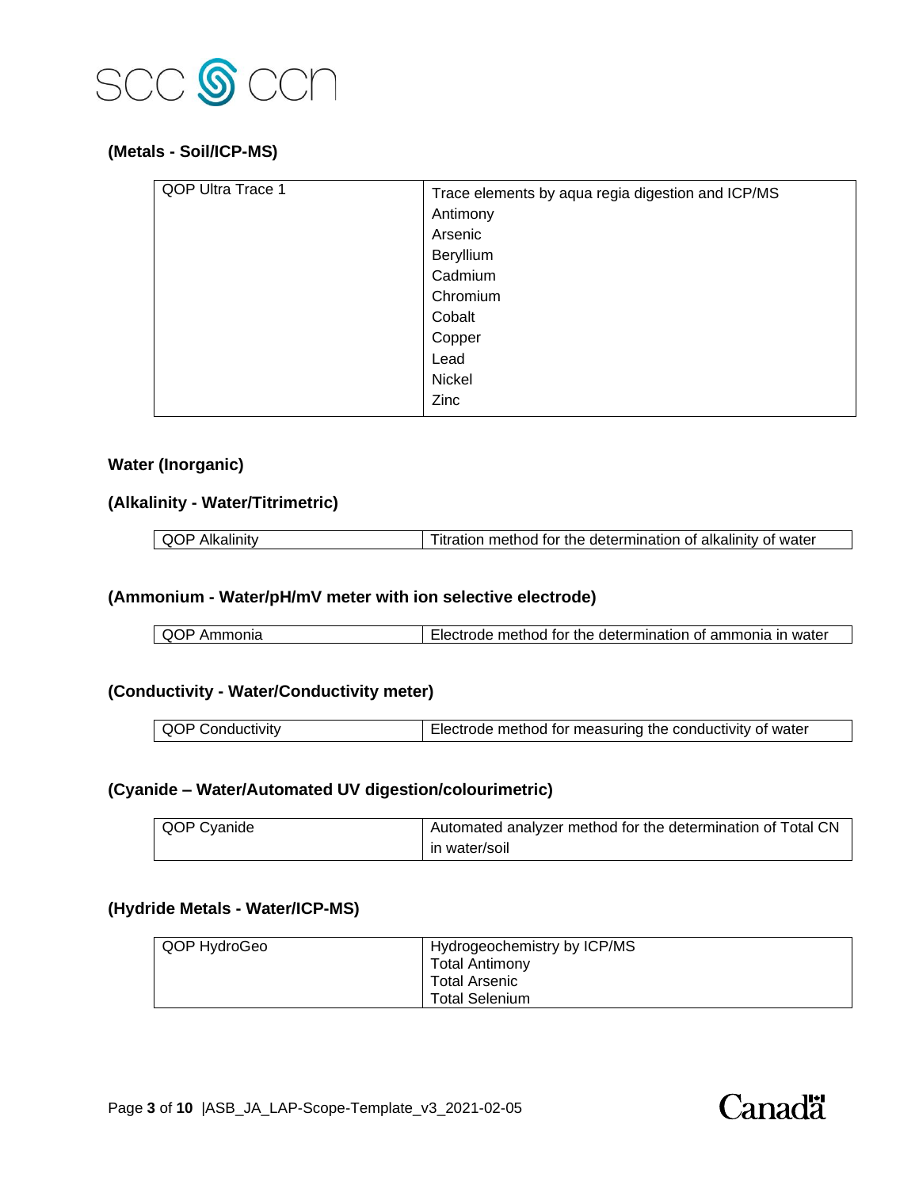### (Metals - Soil/ICP-MS)

| | |
|---|---|
| QOP Ultra Trace 1 | Trace elements by aqua regia digestion and ICP/MS<br>Antimony<br>Arsenic<br>Beryllium<br>Cadmium<br>Chromium<br>Cobalt<br>Copper<br>Lead<br>Nickel<br>Zinc |

### Water (Inorganic)

### (Alkalinity - Water/Titrimetric)

| | |
|---|---|
| QOP Alkalinity | Titration method for the determination of alkalinity of water |

### (Ammonium - Water/pH/mV meter with ion selective electrode)

| | |
|---|---|
| QOP Ammonia | Electrode method for the determination of ammonia in water |

### (Conductivity - Water/Conductivity meter)

| | |
|---|---|
| QOP Conductivity | Electrode method for measuring the conductivity of water |

### (Cyanide – Water/Automated UV digestion/colourimetric)

| | |
|---|---|
| QOP Cyanide | Automated analyzer method for the determination of Total CN in water/soil |

### (Hydride Metals - Water/ICP-MS)

| | |
|---|---|
| QOP HydroGeo | Hydrogeochemistry by ICP/MS<br>Total Antimony<br>Total Arsenic<br>Total Selenium |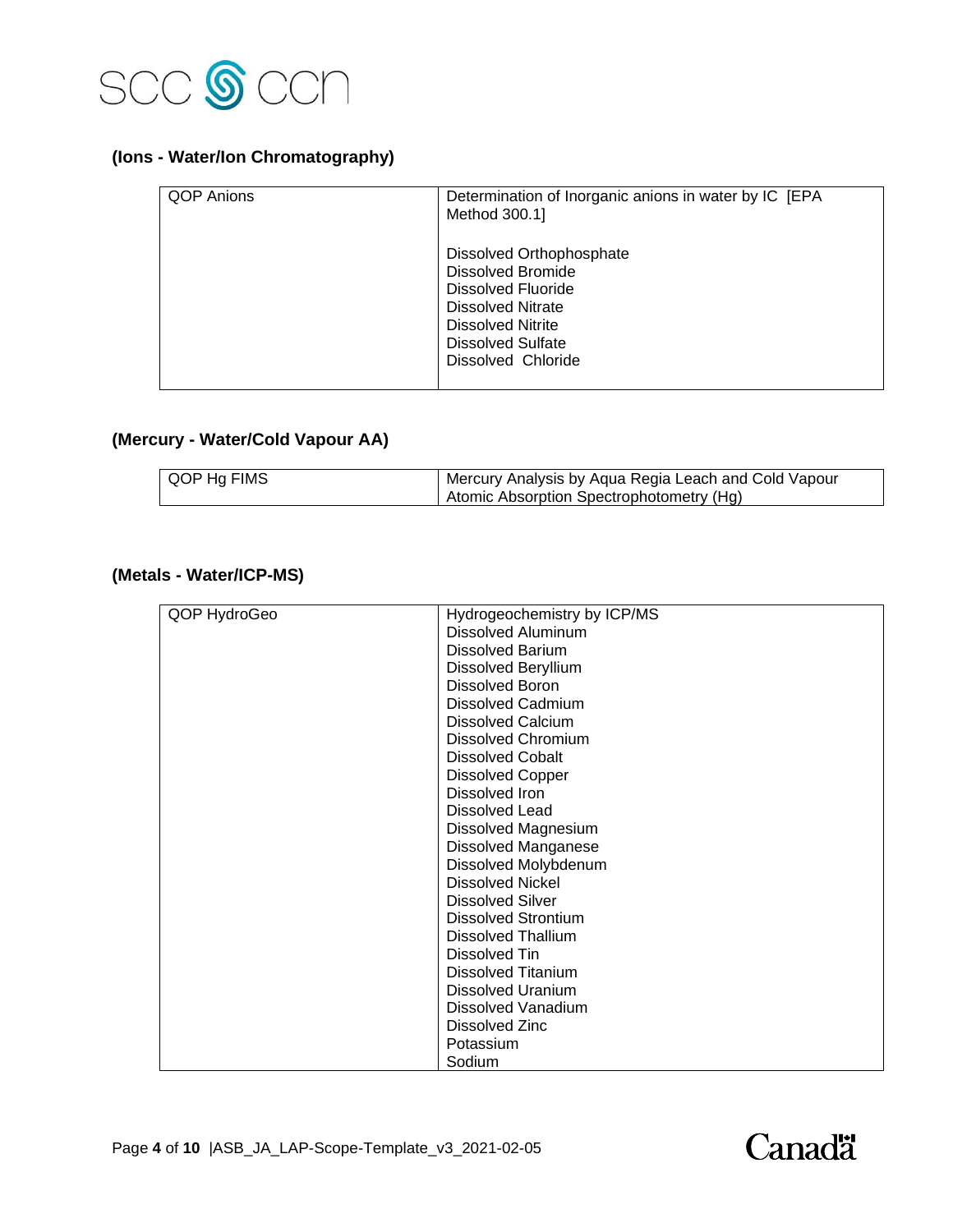### (Ions - Water/Ion Chromatography)

| | |
|---|---|
| QOP Anions | Determination of Inorganic anions in water by IC [EPA Method 300.1]<br><br>Dissolved Orthophosphate<br>Dissolved Bromide<br>Dissolved Fluoride<br>Dissolved Nitrate<br>Dissolved Nitrite<br>Dissolved Sulfate<br>Dissolved Chloride |

### (Mercury - Water/Cold Vapour AA)

| | |
|---|---|
| QOP Hg FIMS | Mercury Analysis by Aqua Regia Leach and Cold Vapour Atomic Absorption Spectrophotometry (Hg) |

### (Metals - Water/ICP-MS)

| | |
|---|---|
| QOP HydroGeo | Hydrogeochemistry by ICP/MS<br>Dissolved Aluminum<br>Dissolved Barium<br>Dissolved Beryllium<br>Dissolved Boron<br>Dissolved Cadmium<br>Dissolved Calcium<br>Dissolved Chromium<br>Dissolved Cobalt<br>Dissolved Copper<br>Dissolved Iron<br>Dissolved Lead<br>Dissolved Magnesium<br>Dissolved Manganese<br>Dissolved Molybdenum<br>Dissolved Nickel<br>Dissolved Silver<br>Dissolved Strontium<br>Dissolved Thallium<br>Dissolved Tin<br>Dissolved Titanium<br>Dissolved Uranium<br>Dissolved Vanadium<br>Dissolved Zinc<br>Potassium<br>Sodium |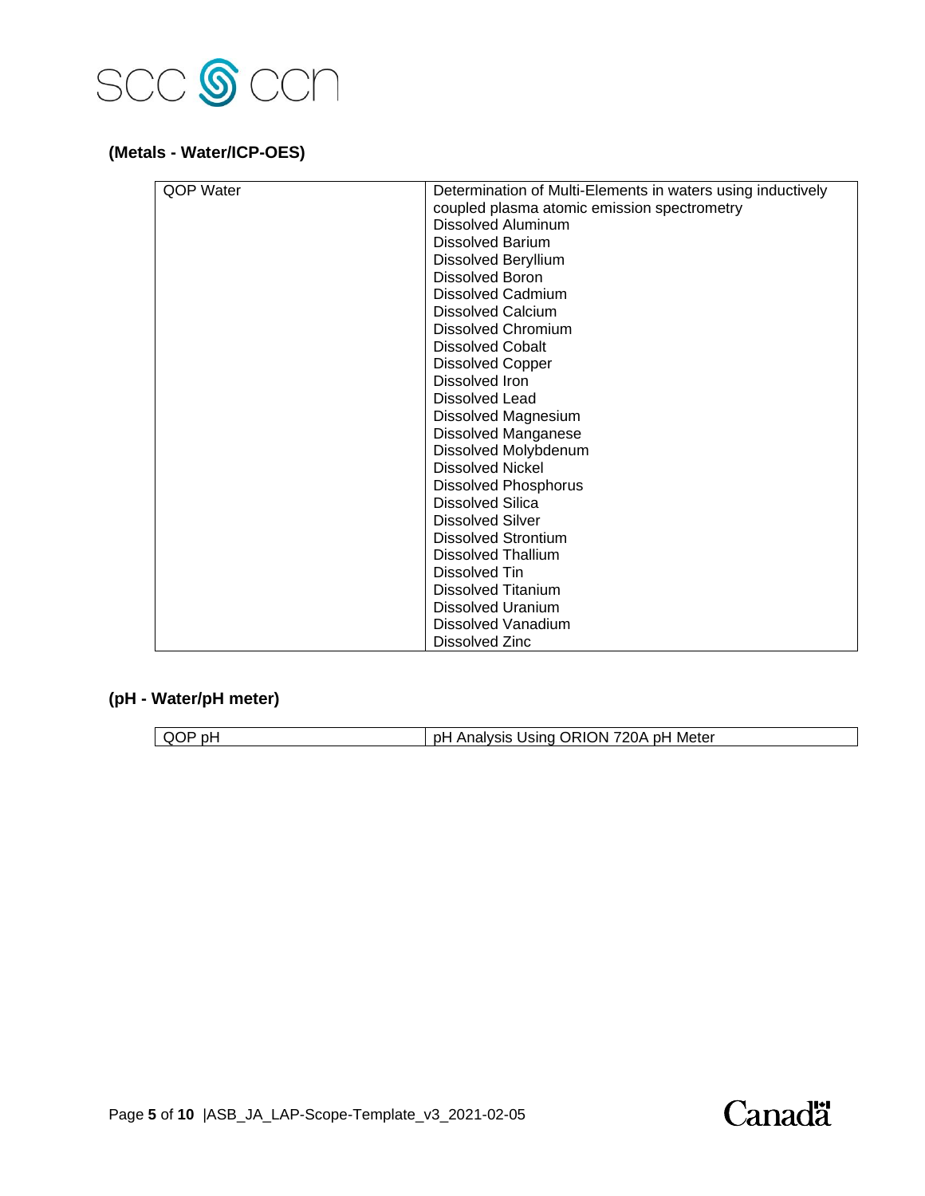**(Metals - Water/ICP-OES)**

| QOP Water | Determination of Multi-Elements in waters using inductively coupled plasma atomic emission spectrometry<br>Dissolved Aluminum<br>Dissolved Barium<br>Dissolved Beryllium<br>Dissolved Boron<br>Dissolved Cadmium<br>Dissolved Calcium<br>Dissolved Chromium<br>Dissolved Cobalt<br>Dissolved Copper<br>Dissolved Iron<br>Dissolved Lead<br>Dissolved Magnesium<br>Dissolved Manganese<br>Dissolved Molybdenum<br>Dissolved Nickel<br>Dissolved Phosphorus<br>Dissolved Silica<br>Dissolved Silver<br>Dissolved Strontium<br>Dissolved Thallium<br>Dissolved Tin<br>Dissolved Titanium<br>Dissolved Uranium<br>Dissolved Vanadium<br>Dissolved Zinc |
|---|---|

**(pH - Water/pH meter)**

| QOP pH | pH Analysis Using ORION 720A pH Meter |
|---|---|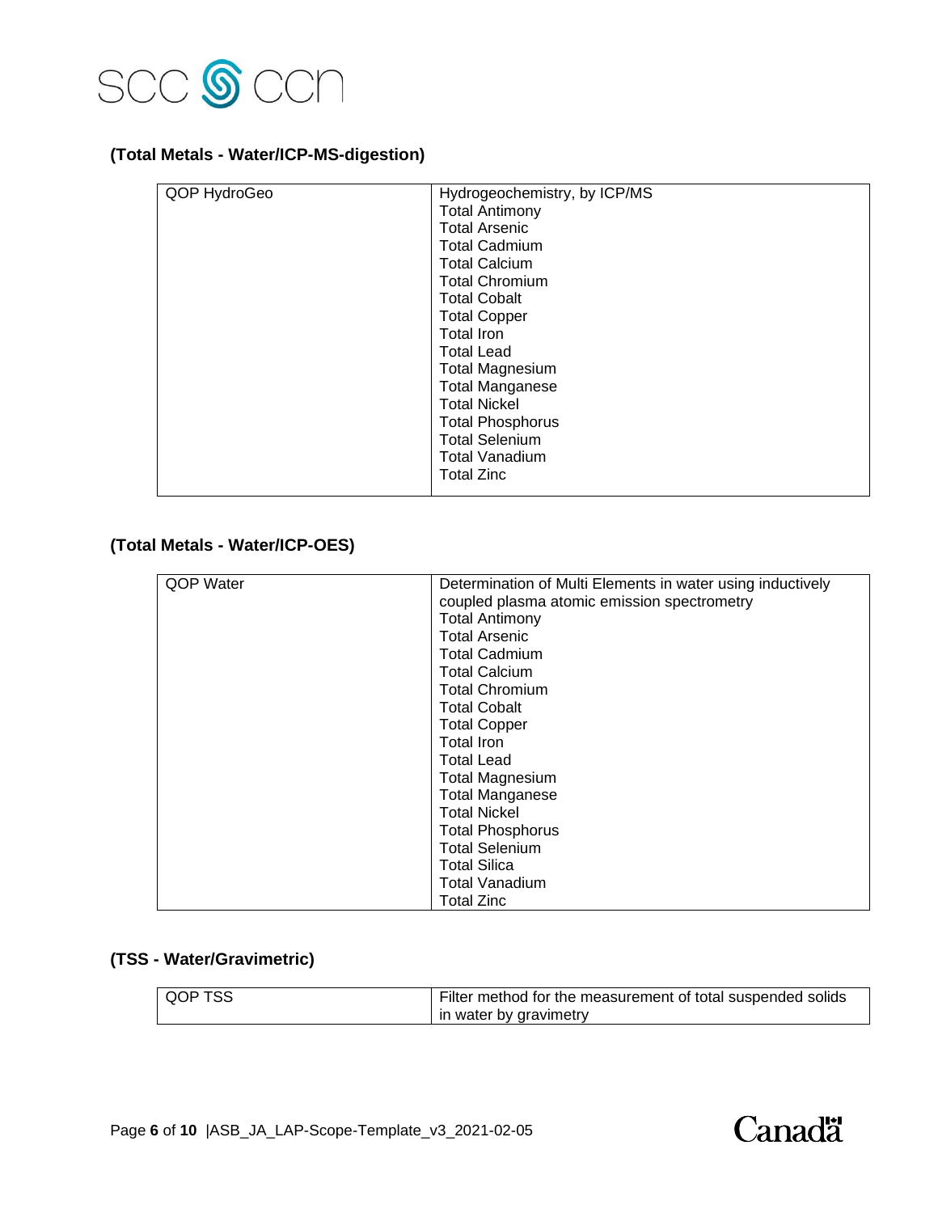### (Total Metals - Water/ICP-MS-digestion)

| | |
|---|---|
| QOP HydroGeo | Hydrogeochemistry, by ICP/MS<br>Total Antimony<br>Total Arsenic<br>Total Cadmium<br>Total Calcium<br>Total Chromium<br>Total Cobalt<br>Total Copper<br>Total Iron<br>Total Lead<br>Total Magnesium<br>Total Manganese<br>Total Nickel<br>Total Phosphorus<br>Total Selenium<br>Total Vanadium<br>Total Zinc |

### (Total Metals - Water/ICP-OES)

| | |
|---|---|
| QOP Water | Determination of Multi Elements in water using inductively coupled plasma atomic emission spectrometry<br>Total Antimony<br>Total Arsenic<br>Total Cadmium<br>Total Calcium<br>Total Chromium<br>Total Cobalt<br>Total Copper<br>Total Iron<br>Total Lead<br>Total Magnesium<br>Total Manganese<br>Total Nickel<br>Total Phosphorus<br>Total Selenium<br>Total Silica<br>Total Vanadium<br>Total Zinc |

### (TSS - Water/Gravimetric)

| | |
|---|---|
| QOP TSS | Filter method for the measurement of total suspended solids in water by gravimetry |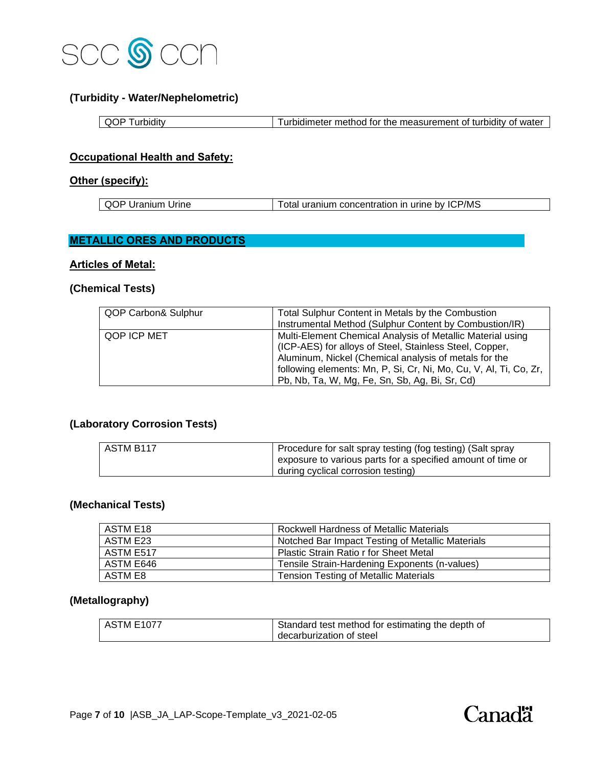### (Turbidity - Water/Nephelometric)

| | |
|---|---|
| QOP Turbidity | Turbidimeter method for the measurement of turbidity of water |

## Occupational Health and Safety:

## Other (specify):

| | |
|---|---|
| QOP Uranium Urine | Total uranium concentration in urine by ICP/MS |

# METALLIC ORES AND PRODUCTS

## Articles of Metal:

### (Chemical Tests)

| | |
|---|---|
| QOP Carbon& Sulphur | Total Sulphur Content in Metals by the Combustion Instrumental Method (Sulphur Content by Combustion/IR) |
| QOP ICP MET | Multi-Element Chemical Analysis of Metallic Material using (ICP-AES) for alloys of Steel, Stainless Steel, Copper, Aluminum, Nickel (Chemical analysis of metals for the following elements: Mn, P, Si, Cr, Ni, Mo, Cu, V, Al, Ti, Co, Zr, Pb, Nb, Ta, W, Mg, Fe, Sn, Sb, Ag, Bi, Sr, Cd) |

### (Laboratory Corrosion Tests)

| | |
|---|---|
| ASTM B117 | Procedure for salt spray testing (fog testing) (Salt spray exposure to various parts for a specified amount of time or during cyclical corrosion testing) |

### (Mechanical Tests)

| | |
|---|---|
| ASTM E18 | Rockwell Hardness of Metallic Materials |
| ASTM E23 | Notched Bar Impact Testing of Metallic Materials |
| ASTM E517 | Plastic Strain Ratio r for Sheet Metal |
| ASTM E646 | Tensile Strain-Hardening Exponents (n-values) |
| ASTM E8 | Tension Testing of Metallic Materials |

### (Metallography)

| | |
|---|---|
| ASTM E1077 | Standard test method for estimating the depth of decarburization of steel |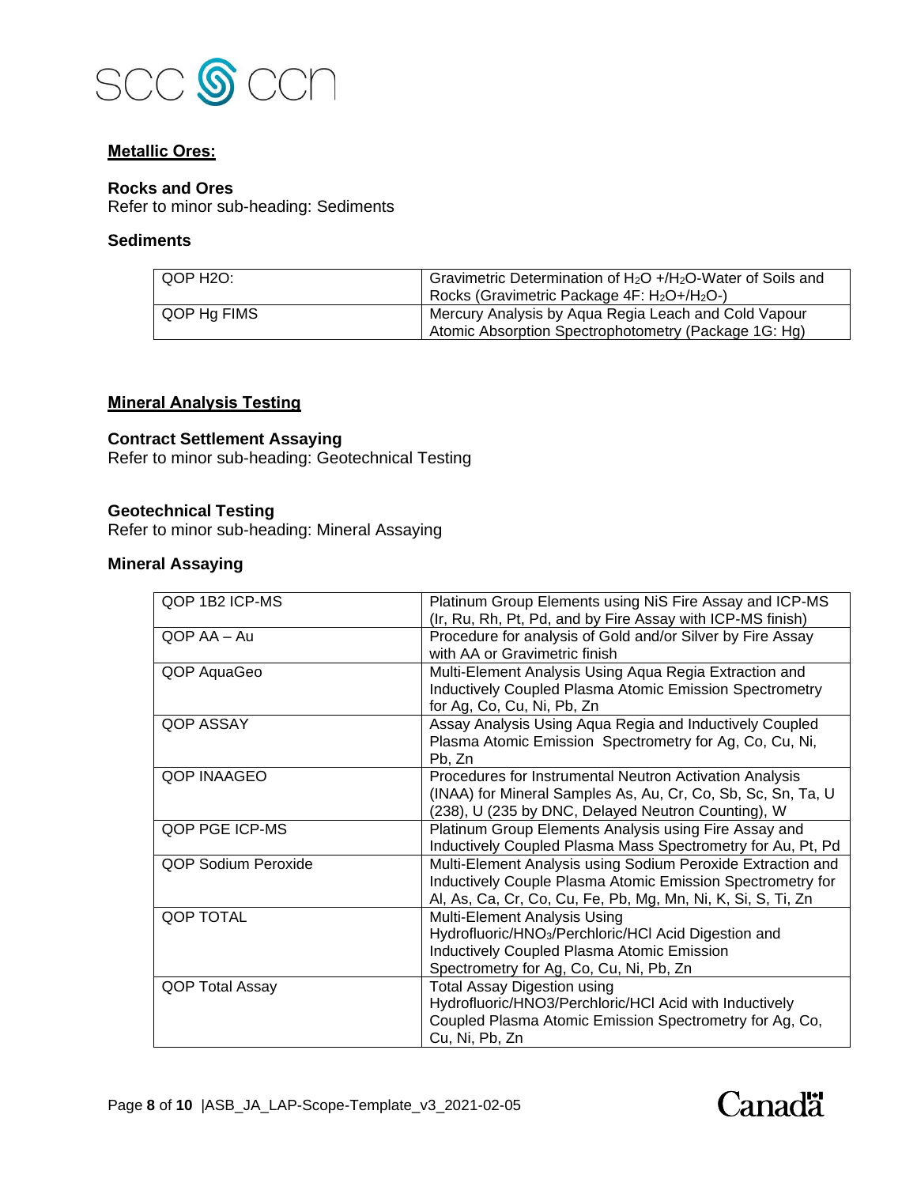## Metallic Ores:

### Rocks and Ores

Refer to minor sub-heading: Sediments

### Sediments

| | |
|---|---|
| QOP H2O: | Gravimetric Determination of $H_2O$ +/$H_2O$-Water of Soils and Rocks (Gravimetric Package 4F: $H_2O$+/$H_2O$-) |
| QOP Hg FIMS | Mercury Analysis by Aqua Regia Leach and Cold Vapour Atomic Absorption Spectrophotometry (Package 1G: Hg) |

## Mineral Analysis Testing

### Contract Settlement Assaying

Refer to minor sub-heading: Geotechnical Testing

### Geotechnical Testing

Refer to minor sub-heading: Mineral Assaying

### Mineral Assaying

| | |
|---|---|
| QOP 1B2 ICP-MS | Platinum Group Elements using NiS Fire Assay and ICP-MS (Ir, Ru, Rh, Pt, Pd, and by Fire Assay with ICP-MS finish) |
| QOP AA – Au | Procedure for analysis of Gold and/or Silver by Fire Assay with AA or Gravimetric finish |
| QOP AquaGeo | Multi-Element Analysis Using Aqua Regia Extraction and Inductively Coupled Plasma Atomic Emission Spectrometry for Ag, Co, Cu, Ni, Pb, Zn |
| QOP ASSAY | Assay Analysis Using Aqua Regia and Inductively Coupled Plasma Atomic Emission Spectrometry for Ag, Co, Cu, Ni, Pb, Zn |
| QOP INAAGEO | Procedures for Instrumental Neutron Activation Analysis (INAA) for Mineral Samples As, Au, Cr, Co, Sb, Sc, Sn, Ta, U (238), U (235 by DNC, Delayed Neutron Counting), W |
| QOP PGE ICP-MS | Platinum Group Elements Analysis using Fire Assay and Inductively Coupled Plasma Mass Spectrometry for Au, Pt, Pd |
| QOP Sodium Peroxide | Multi-Element Analysis using Sodium Peroxide Extraction and Inductively Couple Plasma Atomic Emission Spectrometry for Al, As, Ca, Cr, Co, Cu, Fe, Pb, Mg, Mn, Ni, K, Si, S, Ti, Zn |
| QOP TOTAL | Multi-Element Analysis Using Hydrofluoric/$HNO_3$/Perchloric/HCl Acid Digestion and Inductively Coupled Plasma Atomic Emission Spectrometry for Ag, Co, Cu, Ni, Pb, Zn |
| QOP Total Assay | Total Assay Digestion using Hydrofluoric/HNO3/Perchloric/HCl Acid with Inductively Coupled Plasma Atomic Emission Spectrometry for Ag, Co, Cu, Ni, Pb, Zn |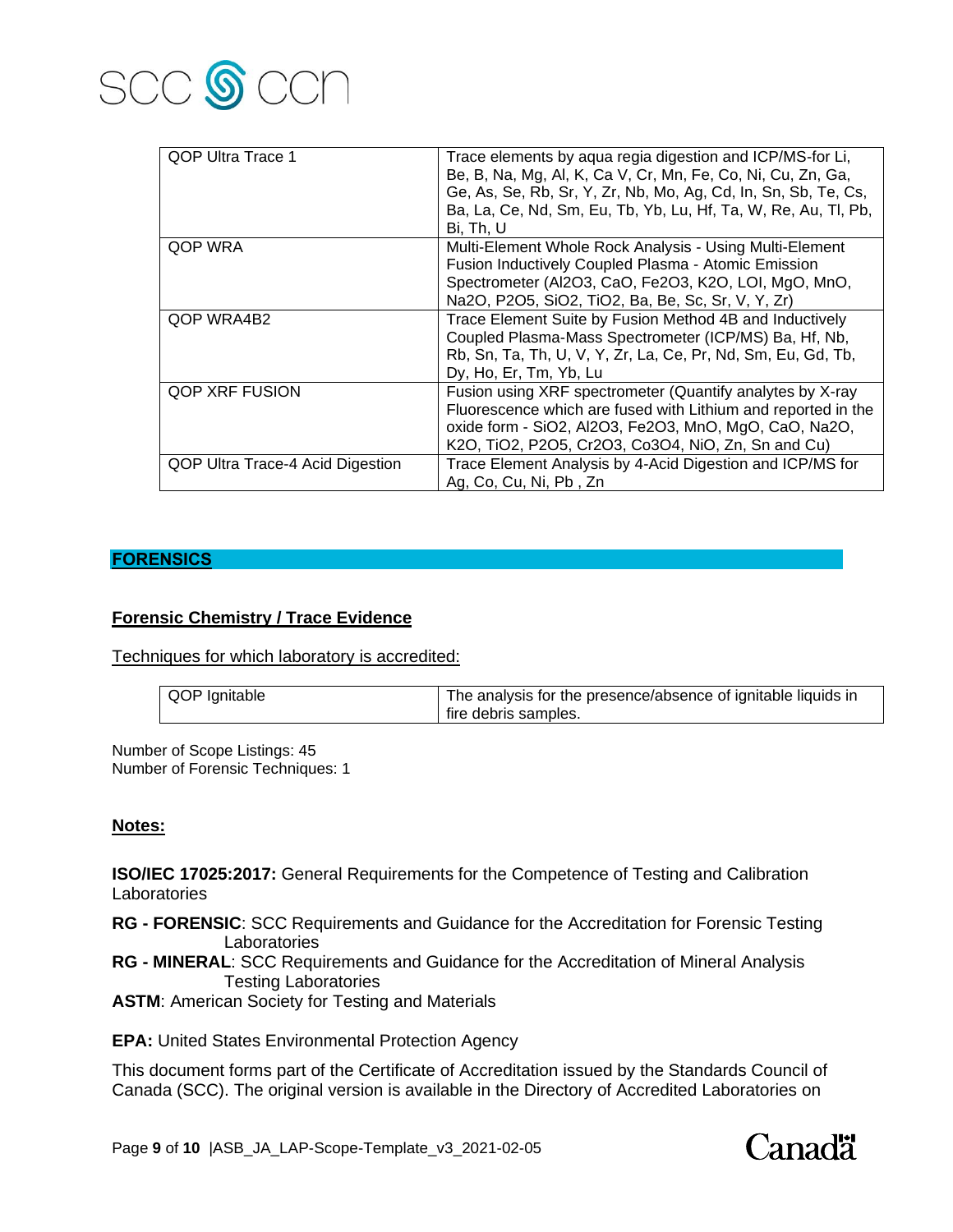| | |
|---|---|
| QOP Ultra Trace 1 | Trace elements by aqua regia digestion and ICP/MS-for Li, Be, B, Na, Mg, Al, K, Ca V, Cr, Mn, Fe, Co, Ni, Cu, Zn, Ga, Ge, As, Se, Rb, Sr, Y, Zr, Nb, Mo, Ag, Cd, In, Sn, Sb, Te, Cs, Ba, La, Ce, Nd, Sm, Eu, Tb, Yb, Lu, Hf, Ta, W, Re, Au, Tl, Pb, Bi, Th, U |
| QOP WRA | Multi-Element Whole Rock Analysis - Using Multi-Element Fusion Inductively Coupled Plasma - Atomic Emission Spectrometer ($Al_2O_3$, CaO, $Fe_2O_3$, $K_2O$, LOI, MgO, MnO, $Na_2O$, $P_2O_5$, $SiO_2$, $TiO_2$, Ba, Be, Sc, Sr, V, Y, Zr) |
| QOP WRA4B2 | Trace Element Suite by Fusion Method 4B and Inductively Coupled Plasma-Mass Spectrometer (ICP/MS) Ba, Hf, Nb, Rb, Sn, Ta, Th, U, V, Y, Zr, La, Ce, Pr, Nd, Sm, Eu, Gd, Tb, Dy, Ho, Er, Tm, Yb, Lu |
| QOP XRF FUSION | Fusion using XRF spectrometer (Quantify analytes by X-ray Fluorescence which are fused with Lithium and reported in the oxide form - $SiO_2$, $Al_2O_3$, $Fe_2O_3$, MnO, MgO, CaO, $Na_2O$, $K_2O$, $TiO_2$, $P_2O_5$, $Cr_2O_3$, $Co_3O_4$, NiO, Zn, Sn and Cu) |
| QOP Ultra Trace-4 Acid Digestion | Trace Element Analysis by 4-Acid Digestion and ICP/MS for Ag, Co, Cu, Ni, Pb , Zn |

## FORENSICS

### Forensic Chemistry / Trace Evidence

Techniques for which laboratory is accredited:

| | |
|---|---|
| QOP Ignitable | The analysis for the presence/absence of ignitable liquids in fire debris samples. |

Number of Scope Listings: 45
Number of Forensic Techniques: 1

### Notes:

**ISO/IEC 17025:2017:** General Requirements for the Competence of Testing and Calibration Laboratories

**RG - FORENSIC**: SCC Requirements and Guidance for the Accreditation for Forensic Testing Laboratories

**RG - MINERAL**: SCC Requirements and Guidance for the Accreditation of Mineral Analysis Testing Laboratories

**ASTM**: American Society for Testing and Materials

**EPA:** United States Environmental Protection Agency

This document forms part of the Certificate of Accreditation issued by the Standards Council of Canada (SCC). The original version is available in the Directory of Accredited Laboratories on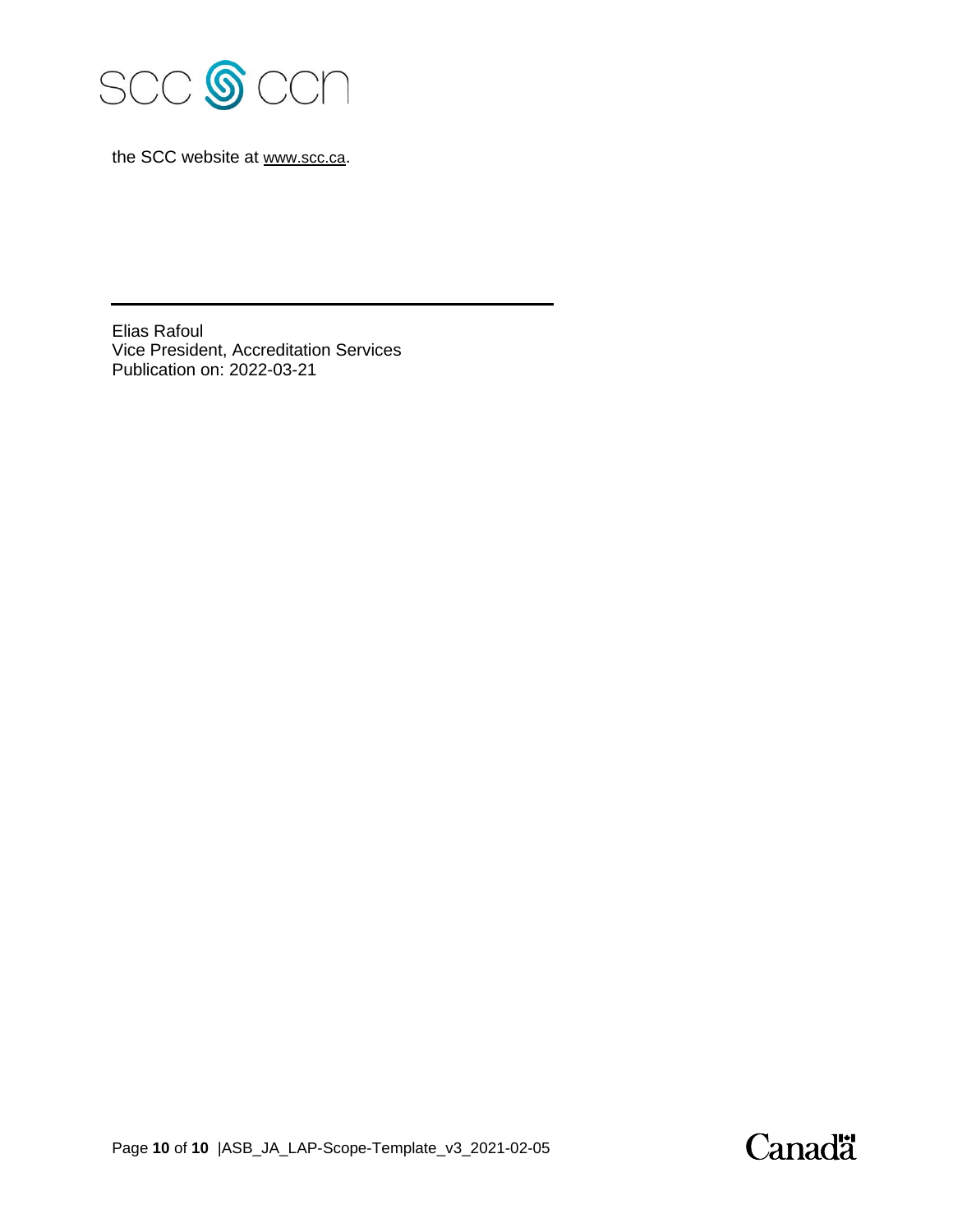the SCC website at www.scc.ca.

---

Elias Rafoul
Vice President, Accreditation Services
Publication on: 2022-03-21